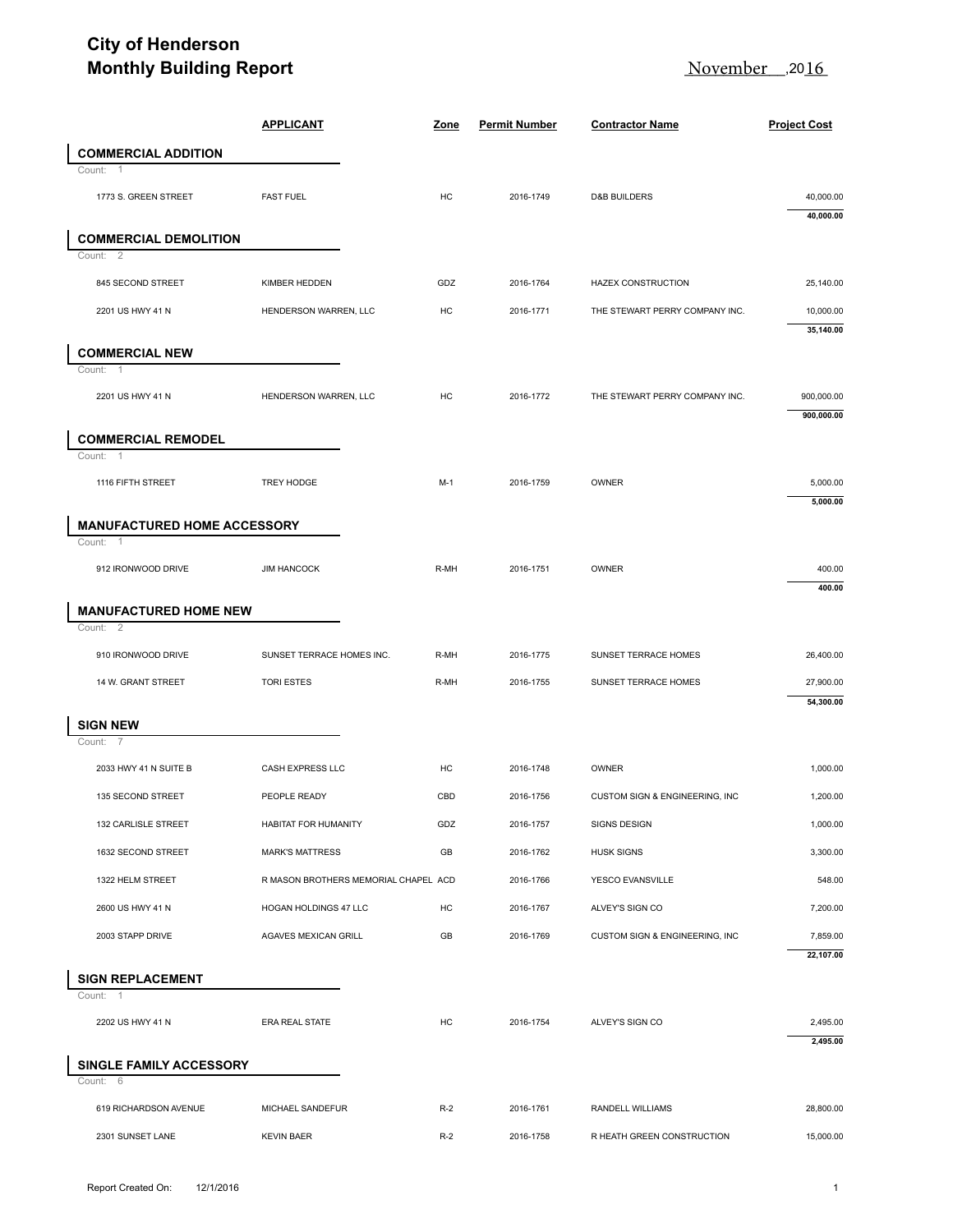# City of Henderson
## Monthly Building Report

November ,2016

| | APPLICANT | Zone | Permit Number | Contractor Name | Project Cost |
|---|---|---|---|---|---|
| **COMMERCIAL ADDITION** | | | | | |
| Count: 1 | | | | | |
| 1773 S. GREEN STREET | FAST FUEL | HC | 2016-1749 | D&B BUILDERS | 40,000.00 |
| | | | | | **40,000.00** |
| **COMMERCIAL DEMOLITION** | | | | | |
| Count: 2 | | | | | |
| 845 SECOND STREET | KIMBER HEDDEN | GDZ | 2016-1764 | HAZEX CONSTRUCTION | 25,140.00 |
| 2201 US HWY 41 N | HENDERSON WARREN, LLC | HC | 2016-1771 | THE STEWART PERRY COMPANY INC. | 10,000.00 |
| | | | | | **35,140.00** |
| **COMMERCIAL NEW** | | | | | |
| Count: 1 | | | | | |
| 2201 US HWY 41 N | HENDERSON WARREN, LLC | HC | 2016-1772 | THE STEWART PERRY COMPANY INC. | 900,000.00 |
| | | | | | **900,000.00** |
| **COMMERCIAL REMODEL** | | | | | |
| Count: 1 | | | | | |
| 1116 FIFTH STREET | TREY HODGE | M-1 | 2016-1759 | OWNER | 5,000.00 |
| | | | | | **5,000.00** |
| **MANUFACTURED HOME ACCESSORY** | | | | | |
| Count: 1 | | | | | |
| 912 IRONWOOD DRIVE | JIM HANCOCK | R-MH | 2016-1751 | OWNER | 400.00 |
| | | | | | **400.00** |
| **MANUFACTURED HOME NEW** | | | | | |
| Count: 2 | | | | | |
| 910 IRONWOOD DRIVE | SUNSET TERRACE HOMES INC. | R-MH | 2016-1775 | SUNSET TERRACE HOMES | 26,400.00 |
| 14 W. GRANT STREET | TORI ESTES | R-MH | 2016-1755 | SUNSET TERRACE HOMES | 27,900.00 |
| | | | | | **54,300.00** |
| **SIGN NEW** | | | | | |
| Count: 7 | | | | | |
| 2033 HWY 41 N SUITE B | CASH EXPRESS LLC | HC | 2016-1748 | OWNER | 1,000.00 |
| 135 SECOND STREET | PEOPLE READY | CBD | 2016-1756 | CUSTOM SIGN & ENGINEERING, INC | 1,200.00 |
| 132 CARLISLE STREET | HABITAT FOR HUMANITY | GDZ | 2016-1757 | SIGNS DESIGN | 1,000.00 |
| 1632 SECOND STREET | MARK'S MATTRESS | GB | 2016-1762 | HUSK SIGNS | 3,300.00 |
| 1322 HELM STREET | R MASON BROTHERS MEMORIAL CHAPEL | ACD | 2016-1766 | YESCO EVANSVILLE | 548.00 |
| 2600 US HWY 41 N | HOGAN HOLDINGS 47 LLC | HC | 2016-1767 | ALVEY'S SIGN CO | 7,200.00 |
| 2003 STAPP DRIVE | AGAVES MEXICAN GRILL | GB | 2016-1769 | CUSTOM SIGN & ENGINEERING, INC | 7,859.00 |
| | | | | | **22,107.00** |
| **SIGN REPLACEMENT** | | | | | |
| Count: 1 | | | | | |
| 2202 US HWY 41 N | ERA REAL STATE | HC | 2016-1754 | ALVEY'S SIGN CO | 2,495.00 |
| | | | | | **2,495.00** |
| **SINGLE FAMILY ACCESSORY** | | | | | |
| Count: 6 | | | | | |
| 619 RICHARDSON AVENUE | MICHAEL SANDEFUR | R-2 | 2016-1761 | RANDELL WILLIAMS | 28,800.00 |
| 2301 SUNSET LANE | KEVIN BAER | R-2 | 2016-1758 | R HEATH GREEN CONSTRUCTION | 15,000.00 |

Report Created On: 12/1/2016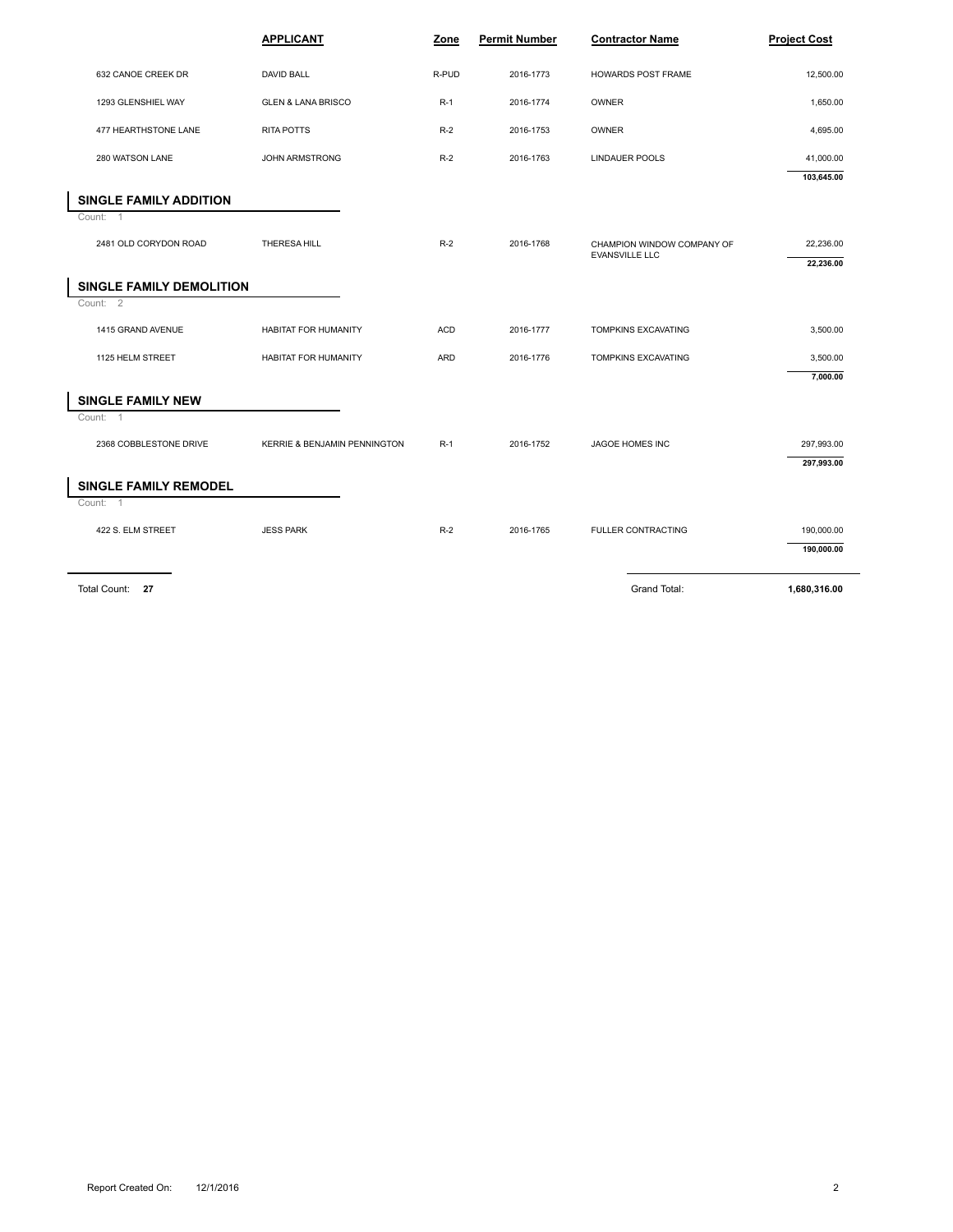| | APPLICANT | Zone | Permit Number | Contractor Name | Project Cost |
|---|---|---|---|---|---|
| 632 CANOE CREEK DR | DAVID BALL | R-PUD | 2016-1773 | HOWARDS POST FRAME | 12,500.00 |
| 1293 GLENSHIEL WAY | GLEN & LANA BRISCO | R-1 | 2016-1774 | OWNER | 1,650.00 |
| 477 HEARTHSTONE LANE | RITA POTTS | R-2 | 2016-1753 | OWNER | 4,695.00 |
| 280 WATSON LANE | JOHN ARMSTRONG | R-2 | 2016-1763 | LINDAUER POOLS | 41,000.00 |
| | | | | | **103,645.00** |

## SINGLE FAMILY ADDITION

Count: 1

| | | | | | |
|---|---|---|---|---|---|
| 2481 OLD CORYDON ROAD | THERESA HILL | R-2 | 2016-1768 | CHAMPION WINDOW COMPANY OF EVANSVILLE LLC | 22,236.00 |
| | | | | | **22,236.00** |

## SINGLE FAMILY DEMOLITION

Count: 2

| | | | | | |
|---|---|---|---|---|---|
| 1415 GRAND AVENUE | HABITAT FOR HUMANITY | ACD | 2016-1777 | TOMPKINS EXCAVATING | 3,500.00 |
| 1125 HELM STREET | HABITAT FOR HUMANITY | ARD | 2016-1776 | TOMPKINS EXCAVATING | 3,500.00 |
| | | | | | **7,000.00** |

## SINGLE FAMILY NEW

Count: 1

| | | | | | |
|---|---|---|---|---|---|
| 2368 COBBLESTONE DRIVE | KERRIE & BENJAMIN PENNINGTON | R-1 | 2016-1752 | JAGOE HOMES INC | 297,993.00 |
| | | | | | **297,993.00** |

## SINGLE FAMILY REMODEL

Count: 1

| | | | | | |
|---|---|---|---|---|---|
| 422 S. ELM STREET | JESS PARK | R-2 | 2016-1765 | FULLER CONTRACTING | 190,000.00 |
| | | | | | **190,000.00** |

Total Count: **27**

Grand Total: **1,680,316.00**

Report Created On: 12/1/2016